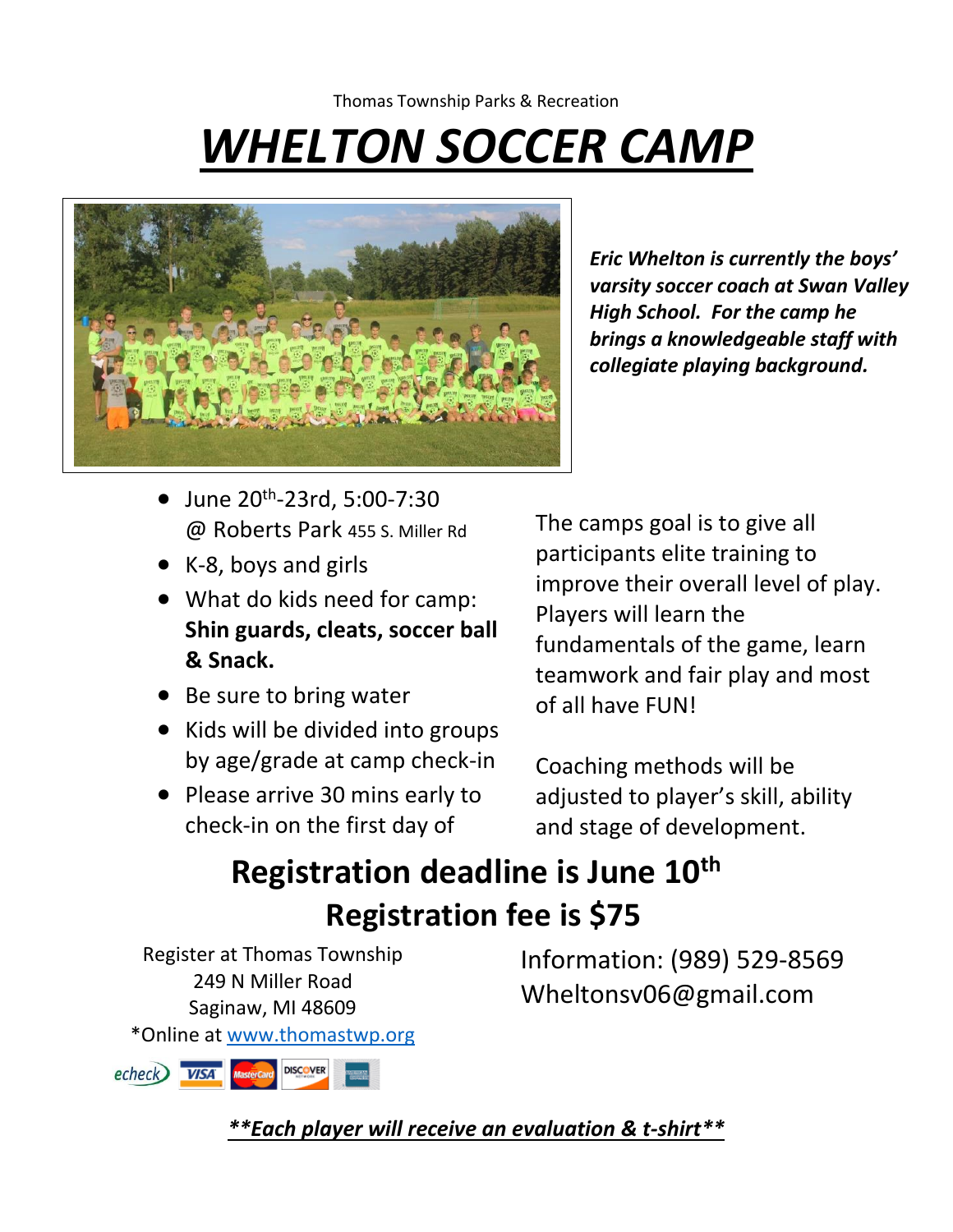Thomas Township Parks & Recreation

# ***WHELTON SOCCER CAMP***

***Eric Whelton is currently the boys' varsity soccer coach at Swan Valley High School. For the camp he brings a knowledgeable staff with collegiate playing background.***

- June 20th-23rd, 5:00-7:30 @ Roberts Park 455 S. Miller Rd
- K-8, boys and girls
- What do kids need for camp: **Shin guards, cleats, soccer ball & Snack.**
- Be sure to bring water
- Kids will be divided into groups by age/grade at camp check-in
- Please arrive 30 mins early to check-in on the first day of

The camps goal is to give all participants elite training to improve their overall level of play. Players will learn the fundamentals of the game, learn teamwork and fair play and most of all have FUN!

Coaching methods will be adjusted to player's skill, ability and stage of development.

## Registration deadline is June 10th
## Registration fee is $75

Register at Thomas Township
249 N Miller Road
Saginaw, MI 48609
*Online at www.thomastwp.org

Information: (989) 529-8569
Wheltonsv06@gmail.com

***\*\*Each player will receive an evaluation & t-shirt\*\****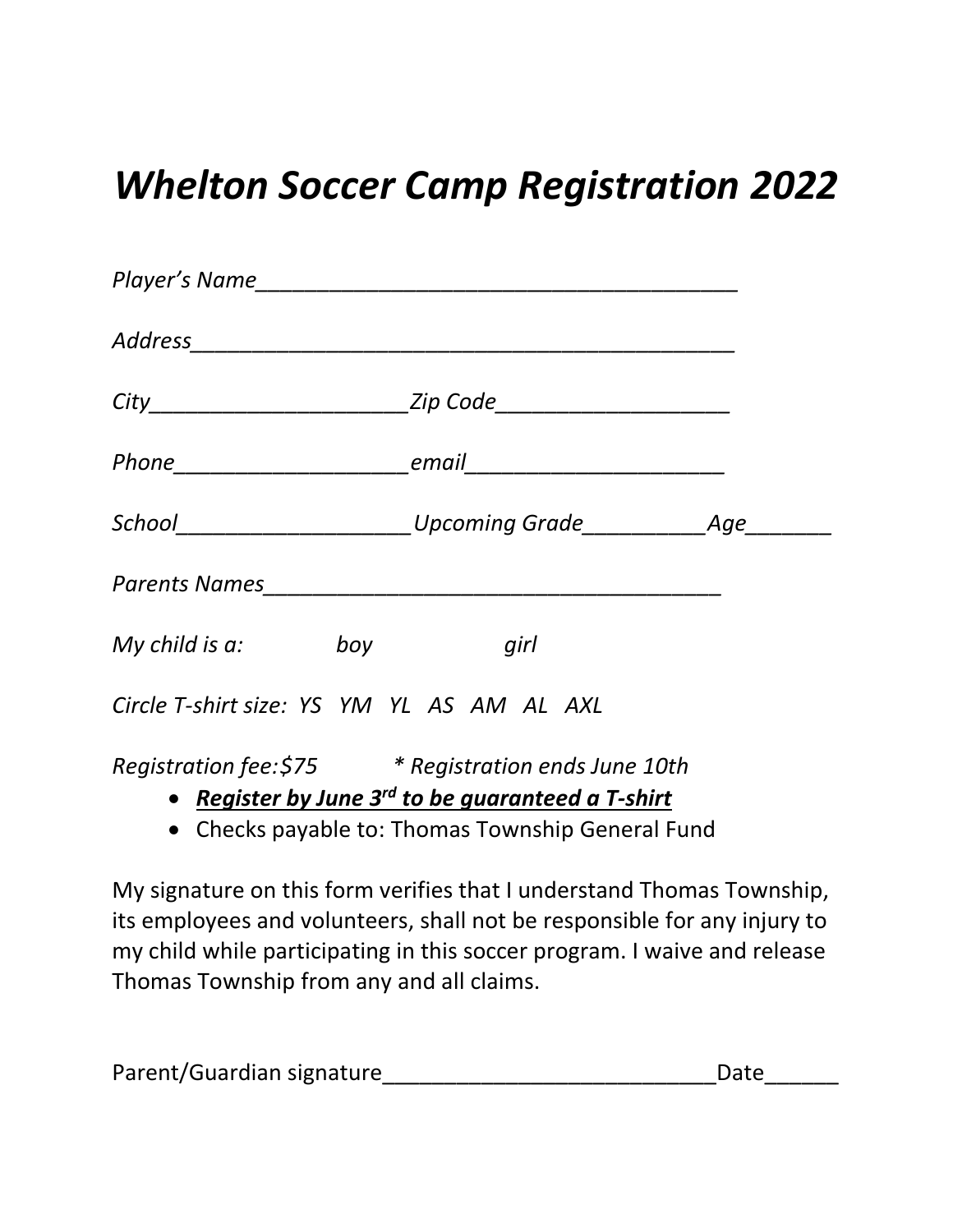# *Whelton Soccer Camp Registration 2022*

*Player's Name*________________________________________

*Address*_____________________________________________

*City*_____________________*Zip Code*___________________

*Phone*___________________*email*_____________________

*School*___________________*Upcoming Grade*__________*Age*_______

*Parents Names*_____________________________________

*My child is a:*  *boy*  *girl*

*Circle T-shirt size: YS YM YL AS AM AL AXL*

*Registration fee:$75*  *\* Registration ends June 10th*

- ***<u>Register by June 3rd to be guaranteed a T-shirt</u>***
- Checks payable to: Thomas Township General Fund

My signature on this form verifies that I understand Thomas Township, its employees and volunteers, shall not be responsible for any injury to my child while participating in this soccer program. I waive and release Thomas Township from any and all claims.

Parent/Guardian signature___________________________Date______